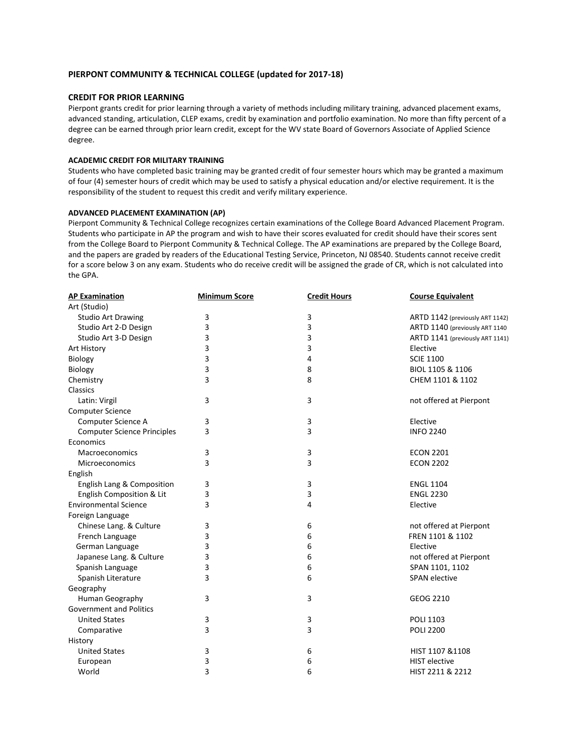## PIERPONT COMMUNITY & TECHNICAL COLLEGE (updated for 2017-18)

### CREDIT FOR PRIOR LEARNING

Pierpont grants credit for prior learning through a variety of methods including military training, advanced placement exams, advanced standing, articulation, CLEP exams, credit by examination and portfolio examination. No more than fifty percent of a degree can be earned through prior learn credit, except for the WV state Board of Governors Associate of Applied Science degree.

#### ACADEMIC CREDIT FOR MILITARY TRAINING

Students who have completed basic training may be granted credit of four semester hours which may be granted a maximum of four (4) semester hours of credit which may be used to satisfy a physical education and/or elective requirement. It is the responsibility of the student to request this credit and verify military experience.

#### ADVANCED PLACEMENT EXAMINATION (AP)

Pierpont Community & Technical College recognizes certain examinations of the College Board Advanced Placement Program. Students who participate in AP the program and wish to have their scores evaluated for credit should have their scores sent from the College Board to Pierpont Community & Technical College. The AP examinations are prepared by the College Board, and the papers are graded by readers of the Educational Testing Service, Princeton, NJ 08540. Students cannot receive credit for a score below 3 on any exam. Students who do receive credit will be assigned the grade of CR, which is not calculated into the GPA.

| AP Examination | Minimum Score | Credit Hours | Course Equivalent |
|---|---|---|---|
| Art (Studio) | | | |
| Studio Art Drawing | 3 | 3 | ARTD 1142 (previously ART 1142) |
| Studio Art 2-D Design | 3 | 3 | ARTD 1140 (previously ART 1140 |
| Studio Art 3-D Design | 3 | 3 | ARTD 1141 (previously ART 1141) |
| Art History | 3 | 3 | Elective |
| Biology | 3 | 4 | SCIE 1100 |
| Biology | 3 | 8 | BIOL 1105 & 1106 |
| Chemistry | 3 | 8 | CHEM 1101 & 1102 |
| Classics | | | |
| Latin: Virgil | 3 | 3 | not offered at Pierpont |
| Computer Science | | | |
| Computer Science A | 3 | 3 | Elective |
| Computer Science Principles | 3 | 3 | INFO 2240 |
| Economics | | | |
| Macroeconomics | 3 | 3 | ECON 2201 |
| Microeconomics | 3 | 3 | ECON 2202 |
| English | | | |
| English Lang & Composition | 3 | 3 | ENGL 1104 |
| English Composition & Lit | 3 | 3 | ENGL 2230 |
| Environmental Science | 3 | 4 | Elective |
| Foreign Language | | | |
| Chinese Lang. & Culture | 3 | 6 | not offered at Pierpont |
| French Language | 3 | 6 | FREN 1101 & 1102 |
| German Language | 3 | 6 | Elective |
| Japanese Lang. & Culture | 3 | 6 | not offered at Pierpont |
| Spanish Language | 3 | 6 | SPAN 1101, 1102 |
| Spanish Literature | 3 | 6 | SPAN elective |
| Geography | | | |
| Human Geography | 3 | 3 | GEOG 2210 |
| Government and Politics | | | |
| United States | 3 | 3 | POLI 1103 |
| Comparative | 3 | 3 | POLI 2200 |
| History | | | |
| United States | 3 | 6 | HIST 1107 &1108 |
| European | 3 | 6 | HIST elective |
| World | 3 | 6 | HIST 2211 & 2212 |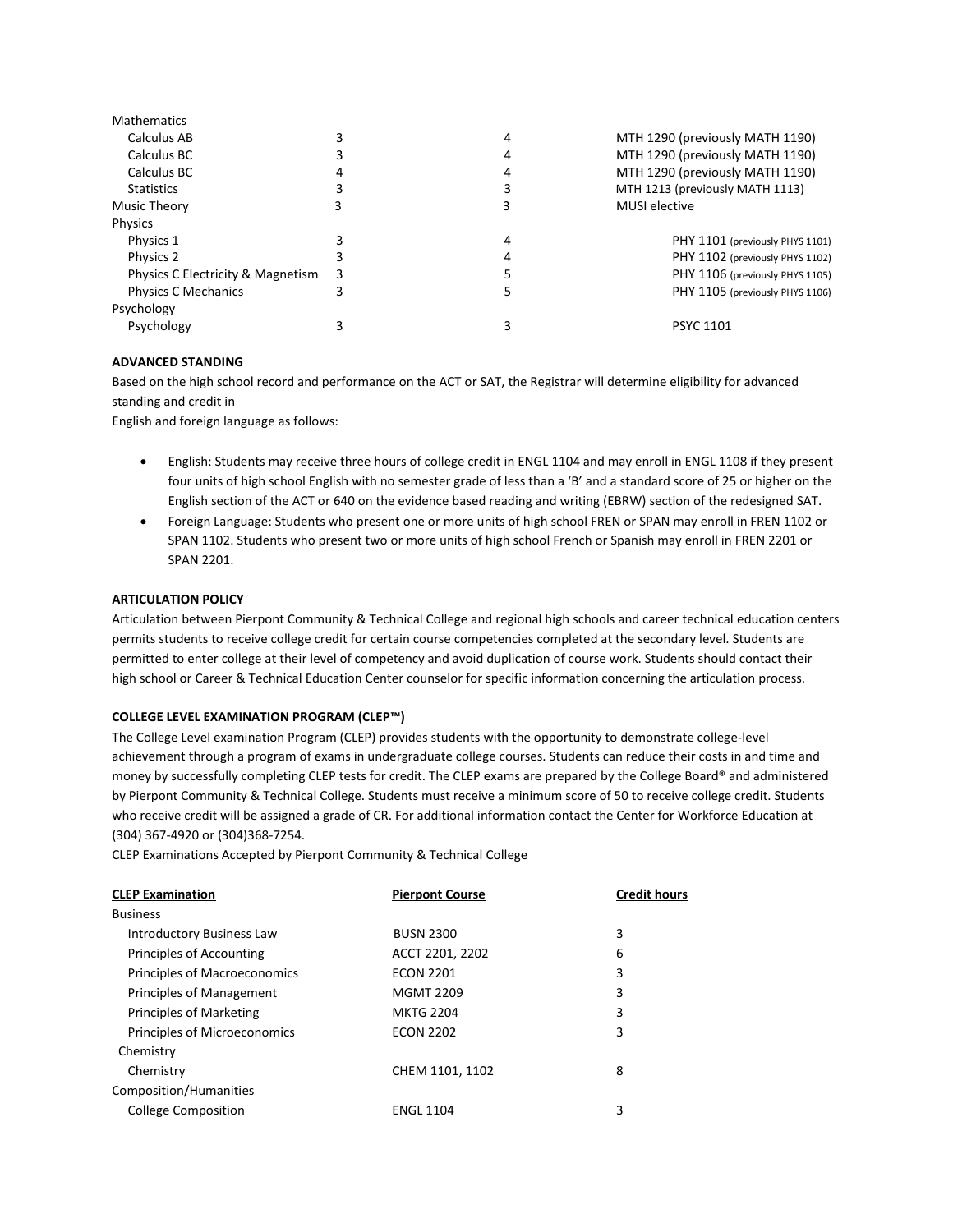| | | | |
|---|---|---|---|
| Mathematics | | | |
| Calculus AB | 3 | 4 | MTH 1290 (previously MATH 1190) |
| Calculus BC | 3 | 4 | MTH 1290 (previously MATH 1190) |
| Calculus BC | 4 | 4 | MTH 1290 (previously MATH 1190) |
| Statistics | 3 | 3 | MTH 1213 (previously MATH 1113) |
| Music Theory | 3 | 3 | MUSI elective |
| Physics | | | |
| Physics 1 | 3 | 4 | PHY 1101 (previously PHYS 1101) |
| Physics 2 | 3 | 4 | PHY 1102 (previously PHYS 1102) |
| Physics C Electricity & Magnetism | 3 | 5 | PHY 1106 (previously PHYS 1105) |
| Physics C Mechanics | 3 | 5 | PHY 1105 (previously PHYS 1106) |
| Psychology | | | |
| Psychology | 3 | 3 | PSYC 1101 |

**ADVANCED STANDING**

Based on the high school record and performance on the ACT or SAT, the Registrar will determine eligibility for advanced standing and credit in
English and foreign language as follows:

- English: Students may receive three hours of college credit in ENGL 1104 and may enroll in ENGL 1108 if they present four units of high school English with no semester grade of less than a 'B' and a standard score of 25 or higher on the English section of the ACT or 640 on the evidence based reading and writing (EBRW) section of the redesigned SAT.
- Foreign Language: Students who present one or more units of high school FREN or SPAN may enroll in FREN 1102 or SPAN 1102. Students who present two or more units of high school French or Spanish may enroll in FREN 2201 or SPAN 2201.

**ARTICULATION POLICY**

Articulation between Pierpont Community & Technical College and regional high schools and career technical education centers permits students to receive college credit for certain course competencies completed at the secondary level. Students are permitted to enter college at their level of competency and avoid duplication of course work. Students should contact their high school or Career & Technical Education Center counselor for specific information concerning the articulation process.

**COLLEGE LEVEL EXAMINATION PROGRAM (CLEP™)**

The College Level examination Program (CLEP) provides students with the opportunity to demonstrate college-level achievement through a program of exams in undergraduate college courses. Students can reduce their costs in and time and money by successfully completing CLEP tests for credit. The CLEP exams are prepared by the College Board® and administered by Pierpont Community & Technical College. Students must receive a minimum score of 50 to receive college credit. Students who receive credit will be assigned a grade of CR. For additional information contact the Center for Workforce Education at (304) 367-4920 or (304)368-7254.

CLEP Examinations Accepted by Pierpont Community & Technical College

| CLEP Examination | Pierpont Course | Credit hours |
|---|---|---|
| Business | | |
| Introductory Business Law | BUSN 2300 | 3 |
| Principles of Accounting | ACCT 2201, 2202 | 6 |
| Principles of Macroeconomics | ECON 2201 | 3 |
| Principles of Management | MGMT 2209 | 3 |
| Principles of Marketing | MKTG 2204 | 3 |
| Principles of Microeconomics | ECON 2202 | 3 |
| Chemistry | | |
| Chemistry | CHEM 1101, 1102 | 8 |
| Composition/Humanities | | |
| College Composition | ENGL 1104 | 3 |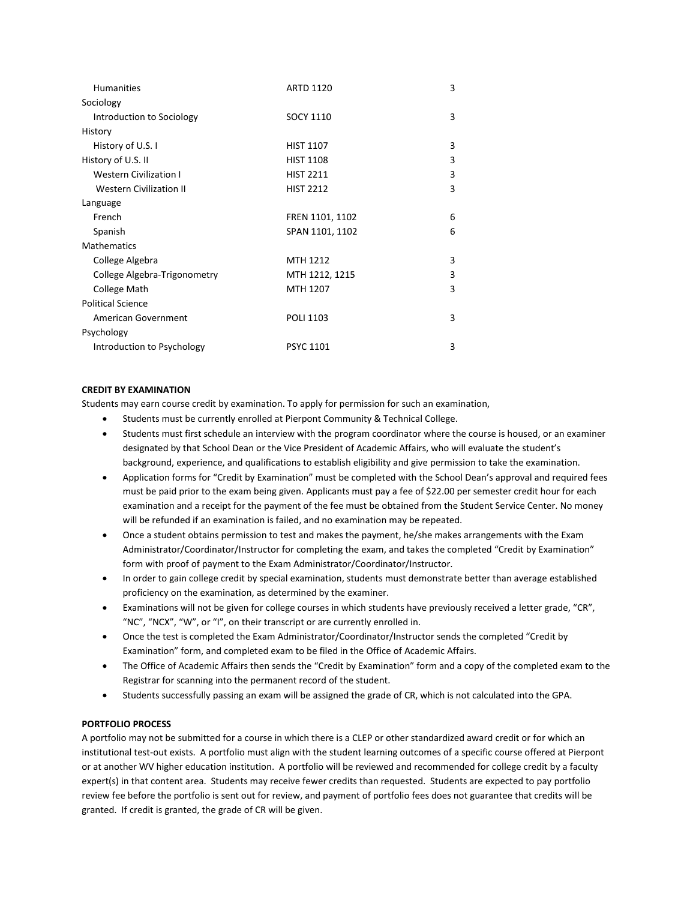| | | |
|---|---|---|
| Humanities | ARTD 1120 | 3 |
| Sociology | | |
| Introduction to Sociology | SOCY 1110 | 3 |
| History | | |
| History of U.S. I | HIST 1107 | 3 |
| History of U.S. II | HIST 1108 | 3 |
| Western Civilization I | HIST 2211 | 3 |
| Western Civilization II | HIST 2212 | 3 |
| Language | | |
| French | FREN 1101, 1102 | 6 |
| Spanish | SPAN 1101, 1102 | 6 |
| Mathematics | | |
| College Algebra | MTH 1212 | 3 |
| College Algebra-Trigonometry | MTH 1212, 1215 | 3 |
| College Math | MTH 1207 | 3 |
| Political Science | | |
| American Government | POLI 1103 | 3 |
| Psychology | | |
| Introduction to Psychology | PSYC 1101 | 3 |

**CREDIT BY EXAMINATION**

Students may earn course credit by examination. To apply for permission for such an examination,

- Students must be currently enrolled at Pierpont Community & Technical College.
- Students must first schedule an interview with the program coordinator where the course is housed, or an examiner designated by that School Dean or the Vice President of Academic Affairs, who will evaluate the student's background, experience, and qualifications to establish eligibility and give permission to take the examination.
- Application forms for "Credit by Examination" must be completed with the School Dean's approval and required fees must be paid prior to the exam being given. Applicants must pay a fee of $22.00 per semester credit hour for each examination and a receipt for the payment of the fee must be obtained from the Student Service Center. No money will be refunded if an examination is failed, and no examination may be repeated.
- Once a student obtains permission to test and makes the payment, he/she makes arrangements with the Exam Administrator/Coordinator/Instructor for completing the exam, and takes the completed "Credit by Examination" form with proof of payment to the Exam Administrator/Coordinator/Instructor.
- In order to gain college credit by special examination, students must demonstrate better than average established proficiency on the examination, as determined by the examiner.
- Examinations will not be given for college courses in which students have previously received a letter grade, "CR", "NC", "NCX", "W", or "I", on their transcript or are currently enrolled in.
- Once the test is completed the Exam Administrator/Coordinator/Instructor sends the completed "Credit by Examination" form, and completed exam to be filed in the Office of Academic Affairs.
- The Office of Academic Affairs then sends the "Credit by Examination" form and a copy of the completed exam to the Registrar for scanning into the permanent record of the student.
- Students successfully passing an exam will be assigned the grade of CR, which is not calculated into the GPA.

**PORTFOLIO PROCESS**

A portfolio may not be submitted for a course in which there is a CLEP or other standardized award credit or for which an institutional test-out exists. A portfolio must align with the student learning outcomes of a specific course offered at Pierpont or at another WV higher education institution. A portfolio will be reviewed and recommended for college credit by a faculty expert(s) in that content area. Students may receive fewer credits than requested. Students are expected to pay portfolio review fee before the portfolio is sent out for review, and payment of portfolio fees does not guarantee that credits will be granted. If credit is granted, the grade of CR will be given.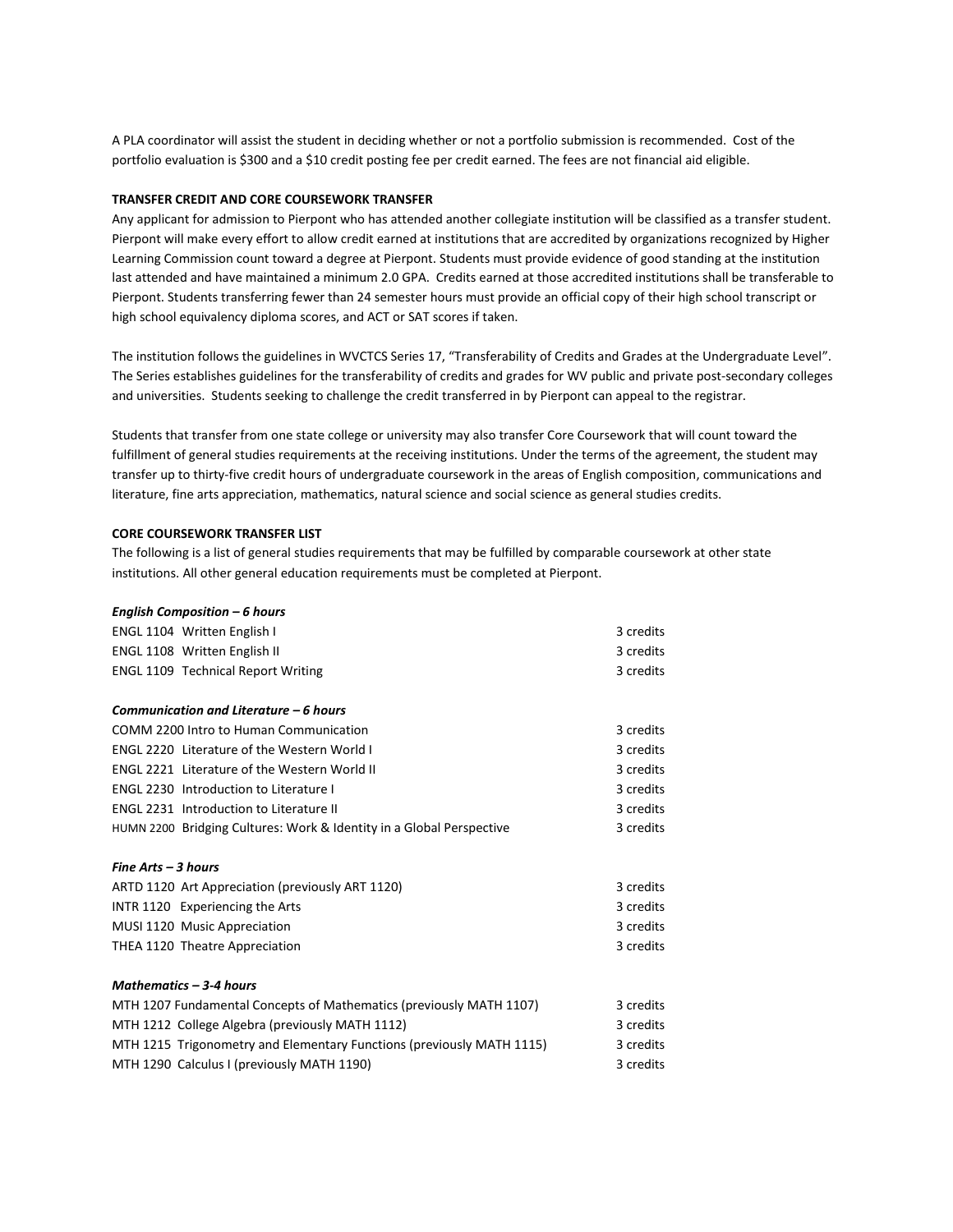A PLA coordinator will assist the student in deciding whether or not a portfolio submission is recommended. Cost of the portfolio evaluation is $300 and a $10 credit posting fee per credit earned. The fees are not financial aid eligible.

**TRANSFER CREDIT AND CORE COURSEWORK TRANSFER**

Any applicant for admission to Pierpont who has attended another collegiate institution will be classified as a transfer student. Pierpont will make every effort to allow credit earned at institutions that are accredited by organizations recognized by Higher Learning Commission count toward a degree at Pierpont. Students must provide evidence of good standing at the institution last attended and have maintained a minimum 2.0 GPA. Credits earned at those accredited institutions shall be transferable to Pierpont. Students transferring fewer than 24 semester hours must provide an official copy of their high school transcript or high school equivalency diploma scores, and ACT or SAT scores if taken.

The institution follows the guidelines in WVCTCS Series 17, "Transferability of Credits and Grades at the Undergraduate Level". The Series establishes guidelines for the transferability of credits and grades for WV public and private post-secondary colleges and universities. Students seeking to challenge the credit transferred in by Pierpont can appeal to the registrar.

Students that transfer from one state college or university may also transfer Core Coursework that will count toward the fulfillment of general studies requirements at the receiving institutions. Under the terms of the agreement, the student may transfer up to thirty-five credit hours of undergraduate coursework in the areas of English composition, communications and literature, fine arts appreciation, mathematics, natural science and social science as general studies credits.

**CORE COURSEWORK TRANSFER LIST**

The following is a list of general studies requirements that may be fulfilled by comparable coursework at other state institutions. All other general education requirements must be completed at Pierpont.

***English Composition – 6 hours***

| | |
|---|---|
| ENGL 1104 Written English I | 3 credits |
| ENGL 1108 Written English II | 3 credits |
| ENGL 1109 Technical Report Writing | 3 credits |

***Communication and Literature – 6 hours***

| | |
|---|---|
| COMM 2200 Intro to Human Communication | 3 credits |
| ENGL 2220 Literature of the Western World I | 3 credits |
| ENGL 2221 Literature of the Western World II | 3 credits |
| ENGL 2230 Introduction to Literature I | 3 credits |
| ENGL 2231 Introduction to Literature II | 3 credits |
| HUMN 2200 Bridging Cultures: Work & Identity in a Global Perspective | 3 credits |

***Fine Arts – 3 hours***

| | |
|---|---|
| ARTD 1120 Art Appreciation (previously ART 1120) | 3 credits |
| INTR 1120 Experiencing the Arts | 3 credits |
| MUSI 1120 Music Appreciation | 3 credits |
| THEA 1120 Theatre Appreciation | 3 credits |

***Mathematics – 3-4 hours***

| | |
|---|---|
| MTH 1207 Fundamental Concepts of Mathematics (previously MATH 1107) | 3 credits |
| MTH 1212 College Algebra (previously MATH 1112) | 3 credits |
| MTH 1215 Trigonometry and Elementary Functions (previously MATH 1115) | 3 credits |
| MTH 1290 Calculus I (previously MATH 1190) | 3 credits |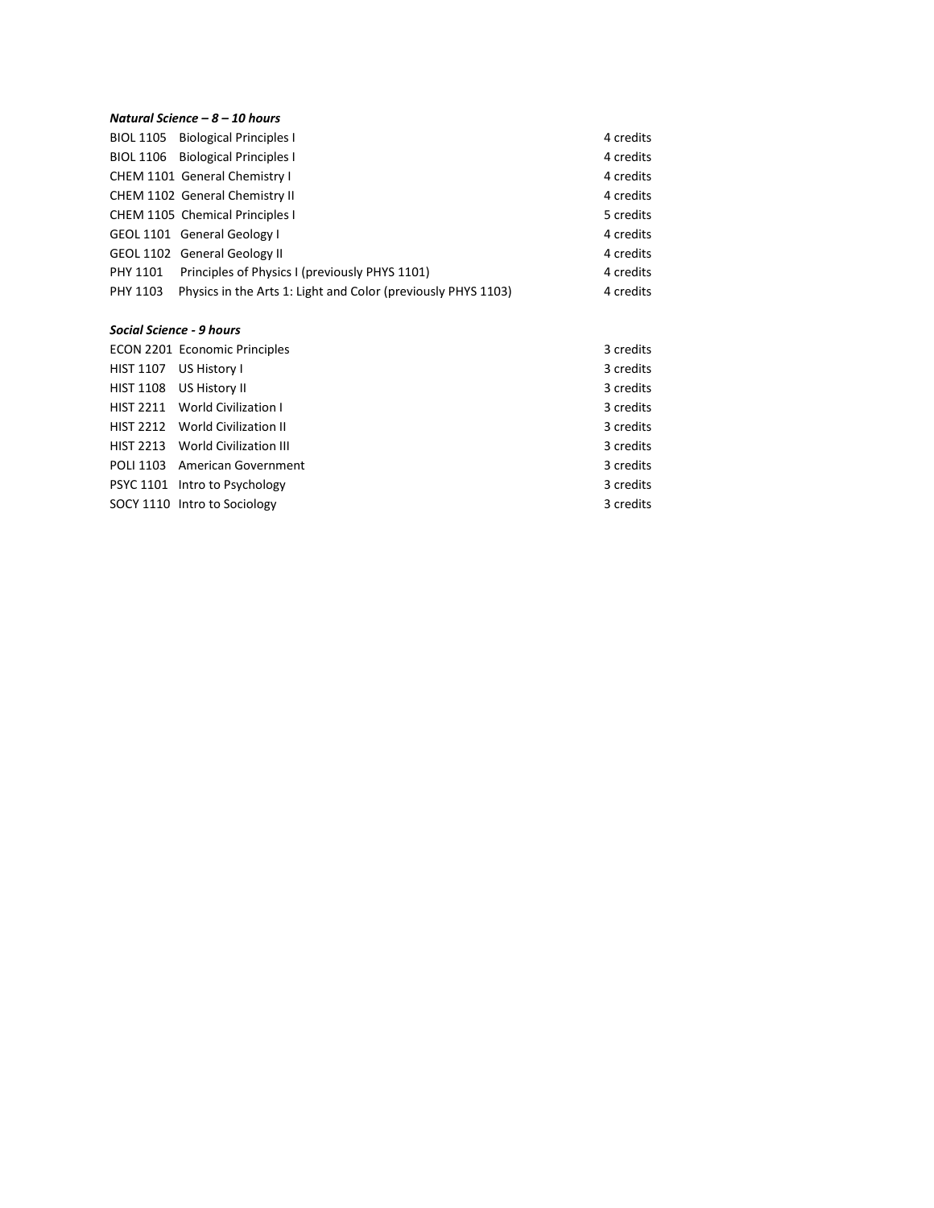***Natural Science – 8 – 10 hours***

| | | |
|---|---|---|
| BIOL 1105 | Biological Principles I | 4 credits |
| BIOL 1106 | Biological Principles I | 4 credits |
| CHEM 1101 | General Chemistry I | 4 credits |
| CHEM 1102 | General Chemistry II | 4 credits |
| CHEM 1105 | Chemical Principles I | 5 credits |
| GEOL 1101 | General Geology I | 4 credits |
| GEOL 1102 | General Geology II | 4 credits |
| PHY 1101 | Principles of Physics I (previously PHYS 1101) | 4 credits |
| PHY 1103 | Physics in the Arts 1: Light and Color (previously PHYS 1103) | 4 credits |

***Social Science - 9 hours***

| | | |
|---|---|---|
| ECON 2201 | Economic Principles | 3 credits |
| HIST 1107 | US History I | 3 credits |
| HIST 1108 | US History II | 3 credits |
| HIST 2211 | World Civilization I | 3 credits |
| HIST 2212 | World Civilization II | 3 credits |
| HIST 2213 | World Civilization III | 3 credits |
| POLI 1103 | American Government | 3 credits |
| PSYC 1101 | Intro to Psychology | 3 credits |
| SOCY 1110 | Intro to Sociology | 3 credits |